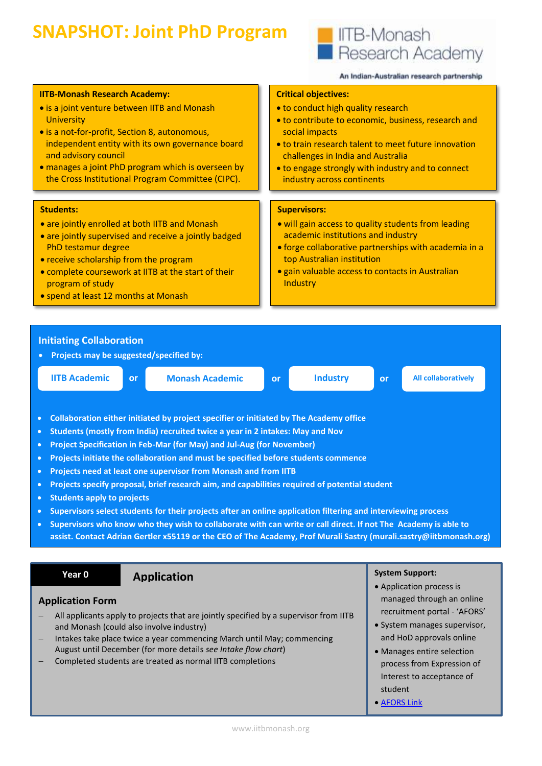# SNAPSHOT: Joint PhD Program

IITB-Monash Research Academy

An Indian-Australian research partnership

**IITB-Monash Research Academy:**

- is a joint venture between IITB and Monash University
- is a not-for-profit, Section 8, autonomous, independent entity with its own governance board and advisory council
- manages a joint PhD program which is overseen by the Cross Institutional Program Committee (CIPC).

**Critical objectives:**

- to conduct high quality research
- to contribute to economic, business, research and social impacts
- to train research talent to meet future innovation challenges in India and Australia
- to engage strongly with industry and to connect industry across continents

**Students:**

- are jointly enrolled at both IITB and Monash
- are jointly supervised and receive a jointly badged PhD testamur degree
- receive scholarship from the program
- complete coursework at IITB at the start of their program of study
- spend at least 12 months at Monash

**Supervisors:**

- will gain access to quality students from leading academic institutions and industry
- forge collaborative partnerships with academia in a top Australian institution
- gain valuable access to contacts in Australian Industry

## Initiating Collaboration

- **Projects may be suggested/specified by:**

**IITB Academic** or **Monash Academic** or **Industry** or **All collaboratively**

- **Collaboration either initiated by project specifier or initiated by The Academy office**
- **Students (mostly from India) recruited twice a year in 2 intakes: May and Nov**
- **Project Specification in Feb-Mar (for May) and Jul-Aug (for November)**
- **Projects initiate the collaboration and must be specified before students commence**
- **Projects need at least one supervisor from Monash and from IITB**
- **Projects specify proposal, brief research aim, and capabilities required of potential student**
- **Students apply to projects**
- **Supervisors select students for their projects after an online application filtering and interviewing process**
- **Supervisors who know who they wish to collaborate with can write or call direct. If not The Academy is able to assist. Contact Adrian Gertler x55119 or the CEO of The Academy, Prof Murali Sastry (murali.sastry@iitbmonash.org)**

**Year 0** — **Application**

### Application Form

- All applicants apply to projects that are jointly specified by a supervisor from IITB and Monash (could also involve industry)
- Intakes take place twice a year commencing March until May; commencing August until December (for more details *see Intake flow chart*)
- Completed students are treated as normal IITB completions

**System Support:**

- Application process is managed through an online recruitment portal - 'AFORS'
- System manages supervisor, and HoD approvals online
- Manages entire selection process from Expression of Interest to acceptance of student
- AFORS Link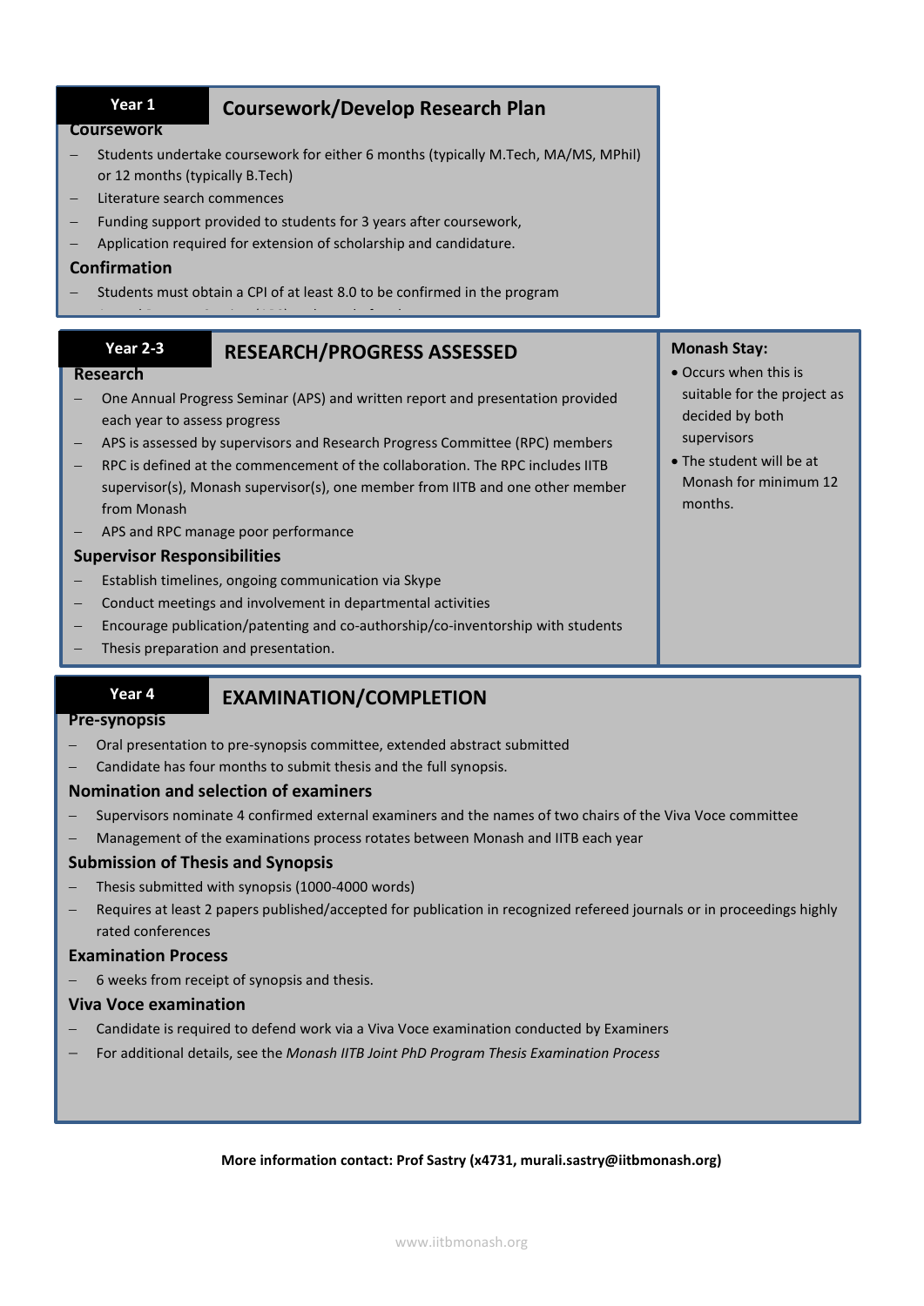## Year 1 — Coursework/Develop Research Plan

### Coursework

- Students undertake coursework for either 6 months (typically M.Tech, MA/MS, MPhil) or 12 months (typically B.Tech)
- Literature search commences
- Funding support provided to students for 3 years after coursework,
- Application required for extension of scholarship and candidature.

### Confirmation

- Students must obtain a CPI of at least 8.0 to be confirmed in the program

## Year 2-3 — RESEARCH/PROGRESS ASSESSED

### Research

- One Annual Progress Seminar (APS) and written report and presentation provided each year to assess progress
- APS is assessed by supervisors and Research Progress Committee (RPC) members
- RPC is defined at the commencement of the collaboration. The RPC includes IITB supervisor(s), Monash supervisor(s), one member from IITB and one other member from Monash
- APS and RPC manage poor performance

### Supervisor Responsibilities

- Establish timelines, ongoing communication via Skype
- Conduct meetings and involvement in departmental activities
- Encourage publication/patenting and co-authorship/co-inventorship with students
- Thesis preparation and presentation.

### Monash Stay:

- Occurs when this is suitable for the project as decided by both supervisors
- The student will be at Monash for minimum 12 months.

## Year 4 — EXAMINATION/COMPLETION

### Pre-synopsis

- Oral presentation to pre-synopsis committee, extended abstract submitted
- Candidate has four months to submit thesis and the full synopsis.

### Nomination and selection of examiners

- Supervisors nominate 4 confirmed external examiners and the names of two chairs of the Viva Voce committee
- Management of the examinations process rotates between Monash and IITB each year

### Submission of Thesis and Synopsis

- Thesis submitted with synopsis (1000-4000 words)
- Requires at least 2 papers published/accepted for publication in recognized refereed journals or in proceedings highly rated conferences

### Examination Process

- 6 weeks from receipt of synopsis and thesis.

### Viva Voce examination

- Candidate is required to defend work via a Viva Voce examination conducted by Examiners
- For additional details, see the *Monash IITB Joint PhD Program Thesis Examination Process*

**More information contact: Prof Sastry (x4731, murali.sastry@iitbmonash.org)**

www.iitbmonash.org